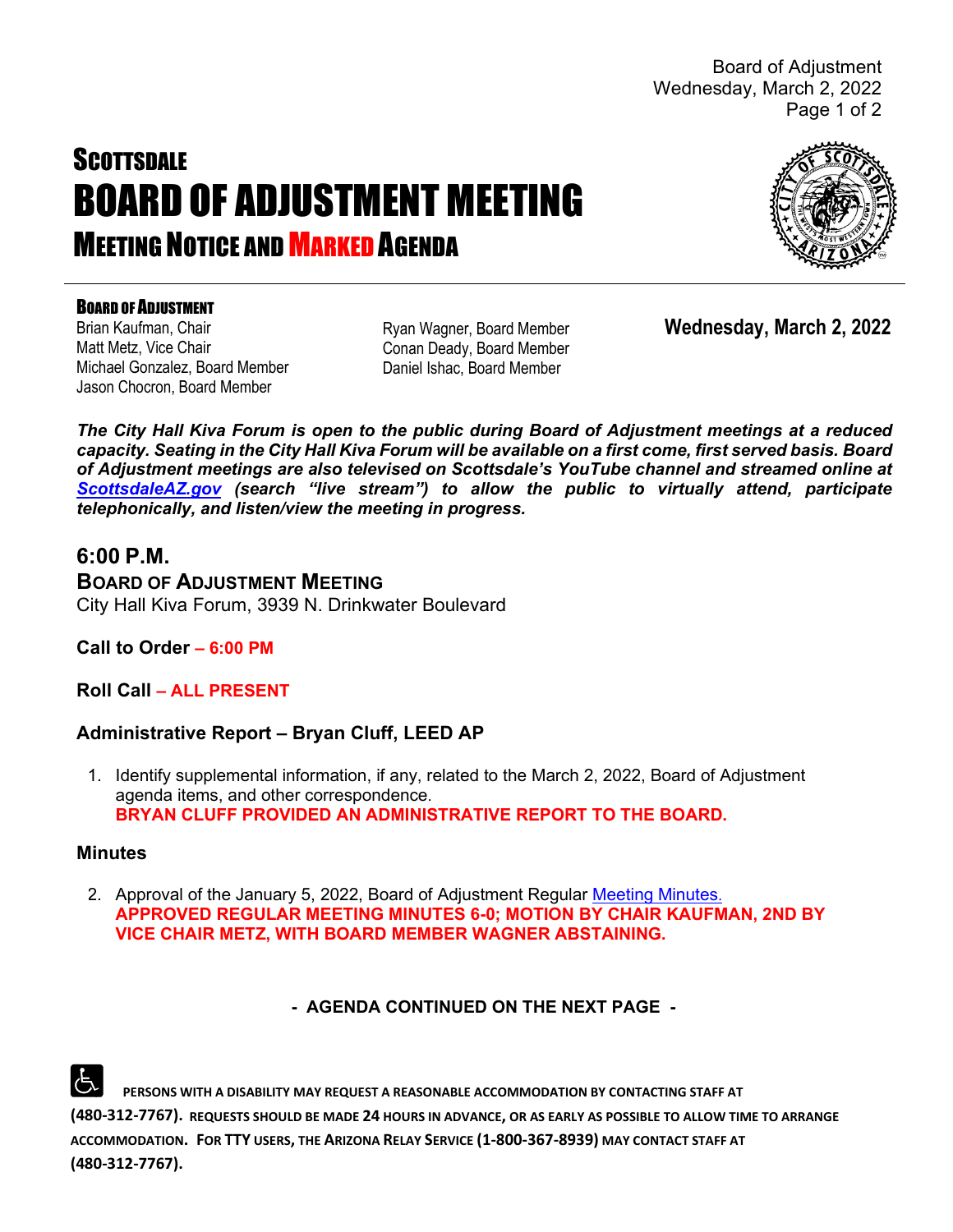# SCOTTSDALE

# BOARD OF ADJUSTMENT MEETING

## MEETING NOTICE AND MARKED AGENDA

### BOARD OF ADJUSTMENT

Brian Kaufman, Chair
Matt Metz, Vice Chair
Michael Gonzalez, Board Member
Jason Chocron, Board Member
Ryan Wagner, Board Member
Conan Deady, Board Member
Daniel Ishac, Board Member

**Wednesday, March 2, 2022**

***The City Hall Kiva Forum is open to the public during Board of Adjustment meetings at a reduced capacity. Seating in the City Hall Kiva Forum will be available on a first come, first served basis. Board of Adjustment meetings are also televised on Scottsdale's YouTube channel and streamed online at ScottsdaleAZ.gov (search "live stream") to allow the public to virtually attend, participate telephonically, and listen/view the meeting in progress.***

## 6:00 P.M.

### BOARD OF ADJUSTMENT MEETING

City Hall Kiva Forum, 3939 N. Drinkwater Boulevard

**Call to Order – 6:00 PM**

**Roll Call – ALL PRESENT**

### Administrative Report – Bryan Cluff, LEED AP

1. Identify supplemental information, if any, related to the March 2, 2022, Board of Adjustment agenda items, and other correspondence.
   **BRYAN CLUFF PROVIDED AN ADMINISTRATIVE REPORT TO THE BOARD.**

### Minutes

2. Approval of the January 5, 2022, Board of Adjustment Regular Meeting Minutes.
   **APPROVED REGULAR MEETING MINUTES 6-0; MOTION BY CHAIR KAUFMAN, 2ND BY VICE CHAIR METZ, WITH BOARD MEMBER WAGNER ABSTAINING.**

**- AGENDA CONTINUED ON THE NEXT PAGE -**

PERSONS WITH A DISABILITY MAY REQUEST A REASONABLE ACCOMMODATION BY CONTACTING STAFF AT (480-312-7767). REQUESTS SHOULD BE MADE 24 HOURS IN ADVANCE, OR AS EARLY AS POSSIBLE TO ALLOW TIME TO ARRANGE ACCOMMODATION. FOR TTY USERS, THE ARIZONA RELAY SERVICE (1-800-367-8939) MAY CONTACT STAFF AT (480-312-7767).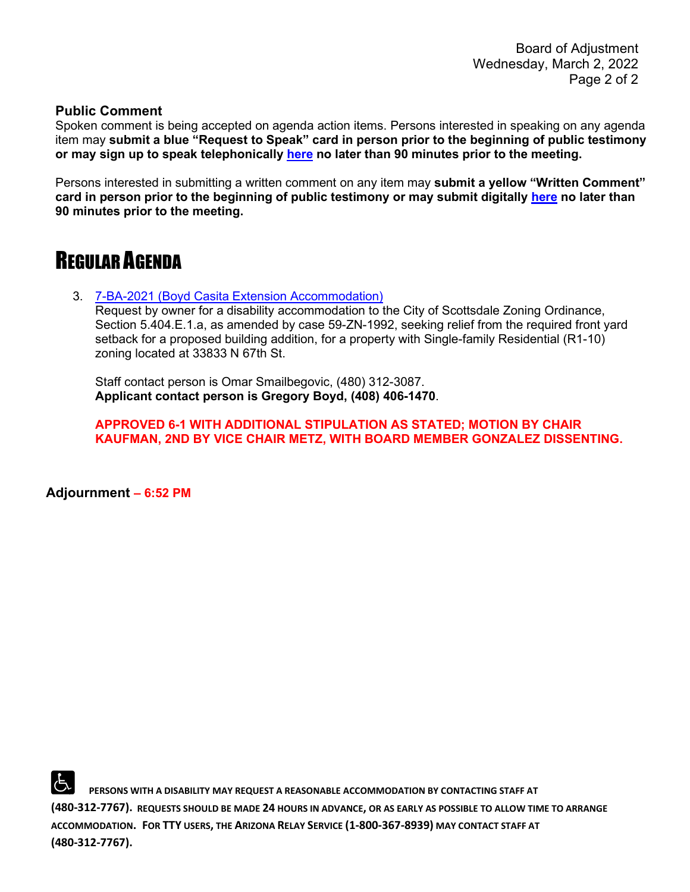### Public Comment

Spoken comment is being accepted on agenda action items. Persons interested in speaking on any agenda item may **submit a blue "Request to Speak" card in person prior to the beginning of public testimony or may sign up to speak telephonically here no later than 90 minutes prior to the meeting.**

Persons interested in submitting a written comment on any item may **submit a yellow "Written Comment" card in person prior to the beginning of public testimony or may submit digitally here no later than 90 minutes prior to the meeting.**

# REGULAR AGENDA

3. 7-BA-2021 (Boyd Casita Extension Accommodation)
   Request by owner for a disability accommodation to the City of Scottsdale Zoning Ordinance, Section 5.404.E.1.a, as amended by case 59-ZN-1992, seeking relief from the required front yard setback for a proposed building addition, for a property with Single-family Residential (R1-10) zoning located at 33833 N 67th St.

   Staff contact person is Omar Smailbegovic, (480) 312-3087.
   **Applicant contact person is Gregory Boyd, (408) 406-1470**.

   **APPROVED 6-1 WITH ADDITIONAL STIPULATION AS STATED; MOTION BY CHAIR KAUFMAN, 2ND BY VICE CHAIR METZ, WITH BOARD MEMBER GONZALEZ DISSENTING.**

**Adjournment – 6:52 PM**

**PERSONS WITH A DISABILITY MAY REQUEST A REASONABLE ACCOMMODATION BY CONTACTING STAFF AT (480-312-7767). REQUESTS SHOULD BE MADE 24 HOURS IN ADVANCE, OR AS EARLY AS POSSIBLE TO ALLOW TIME TO ARRANGE ACCOMMODATION. FOR TTY USERS, THE ARIZONA RELAY SERVICE (1-800-367-8939) MAY CONTACT STAFF AT (480-312-7767).**